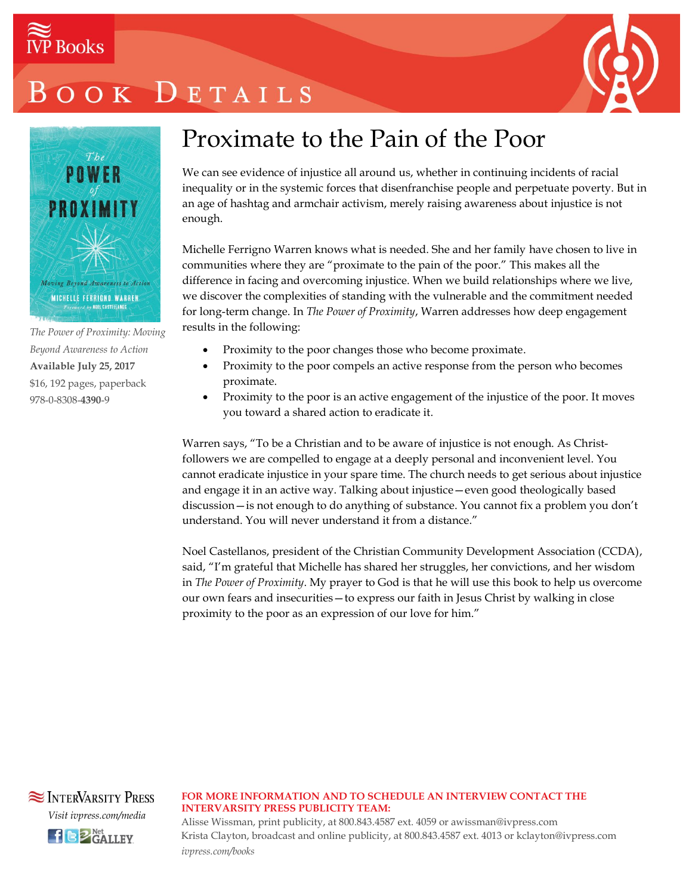IVP Books

# Book Details

*The Power of Proximity: Moving Beyond Awareness to Action*
**Available July 25, 2017**
$16, 192 pages, paperback
978-0-8308-**4390**-9

## Proximate to the Pain of the Poor

We can see evidence of injustice all around us, whether in continuing incidents of racial inequality or in the systemic forces that disenfranchise people and perpetuate poverty. But in an age of hashtag and armchair activism, merely raising awareness about injustice is not enough.

Michelle Ferrigno Warren knows what is needed. She and her family have chosen to live in communities where they are "proximate to the pain of the poor." This makes all the difference in facing and overcoming injustice. When we build relationships where we live, we discover the complexities of standing with the vulnerable and the commitment needed for long-term change. In *The Power of Proximity*, Warren addresses how deep engagement results in the following:

- Proximity to the poor changes those who become proximate.
- Proximity to the poor compels an active response from the person who becomes proximate.
- Proximity to the poor is an active engagement of the injustice of the poor. It moves you toward a shared action to eradicate it.

Warren says, "To be a Christian and to be aware of injustice is not enough. As Christ-followers we are compelled to engage at a deeply personal and inconvenient level. You cannot eradicate injustice in your spare time. The church needs to get serious about injustice and engage it in an active way. Talking about injustice—even good theologically based discussion—is not enough to do anything of substance. You cannot fix a problem you don't understand. You will never understand it from a distance."

Noel Castellanos, president of the Christian Community Development Association (CCDA), said, "I'm grateful that Michelle has shared her struggles, her convictions, and her wisdom in *The Power of Proximity*. My prayer to God is that he will use this book to help us overcome our own fears and insecurities—to express our faith in Jesus Christ by walking in close proximity to the poor as an expression of our love for him."

InterVarsity Press
*Visit ivpress.com/media*

**FOR MORE INFORMATION AND TO SCHEDULE AN INTERVIEW CONTACT THE INTERVARSITY PRESS PUBLICITY TEAM:**
Alisse Wissman, print publicity, at 800.843.4587 ext. 4059 or awissman@ivpress.com
Krista Clayton, broadcast and online publicity, at 800.843.4587 ext. 4013 or kclayton@ivpress.com
*ivpress.com/books*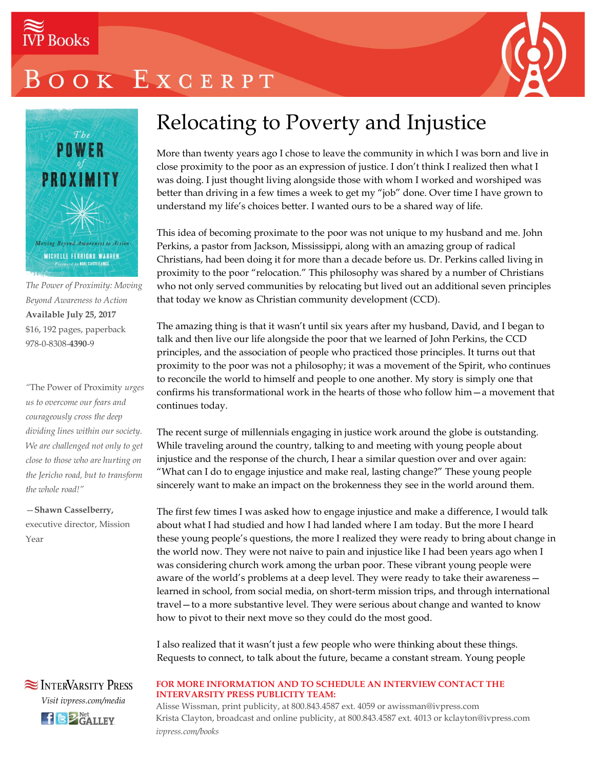IVP Books

# Book Excerpt

The Power of Proximity: Moving Beyond Awareness to Action

*The Power of Proximity: Moving Beyond Awareness to Action*
**Available July 25, 2017**
$16, 192 pages, paperback
978-0-8308-**4390**-9

*"The Power of Proximity urges us to overcome our fears and courageously cross the deep dividing lines within our society. We are challenged not only to get close to those who are hurting on the Jericho road, but to transform the whole road!"*

—**Shawn Casselberry,** executive director, Mission Year

## Relocating to Poverty and Injustice

More than twenty years ago I chose to leave the community in which I was born and live in close proximity to the poor as an expression of justice. I don't think I realized then what I was doing. I just thought living alongside those with whom I worked and worshiped was better than driving in a few times a week to get my "job" done. Over time I have grown to understand my life's choices better. I wanted ours to be a shared way of life.

This idea of becoming proximate to the poor was not unique to my husband and me. John Perkins, a pastor from Jackson, Mississippi, along with an amazing group of radical Christians, had been doing it for more than a decade before us. Dr. Perkins called living in proximity to the poor "relocation." This philosophy was shared by a number of Christians who not only served communities by relocating but lived out an additional seven principles that today we know as Christian community development (CCD).

The amazing thing is that it wasn't until six years after my husband, David, and I began to talk and then live our life alongside the poor that we learned of John Perkins, the CCD principles, and the association of people who practiced those principles. It turns out that proximity to the poor was not a philosophy; it was a movement of the Spirit, who continues to reconcile the world to himself and people to one another. My story is simply one that confirms his transformational work in the hearts of those who follow him—a movement that continues today.

The recent surge of millennials engaging in justice work around the globe is outstanding. While traveling around the country, talking to and meeting with young people about injustice and the response of the church, I hear a similar question over and over again: "What can I do to engage injustice and make real, lasting change?" These young people sincerely want to make an impact on the brokenness they see in the world around them.

The first few times I was asked how to engage injustice and make a difference, I would talk about what I had studied and how I had landed where I am today. But the more I heard these young people's questions, the more I realized they were ready to bring about change in the world now. They were not naive to pain and injustice like I had been years ago when I was considering church work among the urban poor. These vibrant young people were aware of the world's problems at a deep level. They were ready to take their awareness—learned in school, from social media, on short-term mission trips, and through international travel—to a more substantive level. They were serious about change and wanted to know how to pivot to their next move so they could do the most good.

I also realized that it wasn't just a few people who were thinking about these things. Requests to connect, to talk about the future, became a constant stream. Young people

InterVarsity Press
*Visit ivpress.com/media*

**FOR MORE INFORMATION AND TO SCHEDULE AN INTERVIEW CONTACT THE INTERVARSITY PRESS PUBLICITY TEAM:**
Alisse Wissman, print publicity, at 800.843.4587 ext. 4059 or awissman@ivpress.com
Krista Clayton, broadcast and online publicity, at 800.843.4587 ext. 4013 or kclayton@ivpress.com
*ivpress.com/books*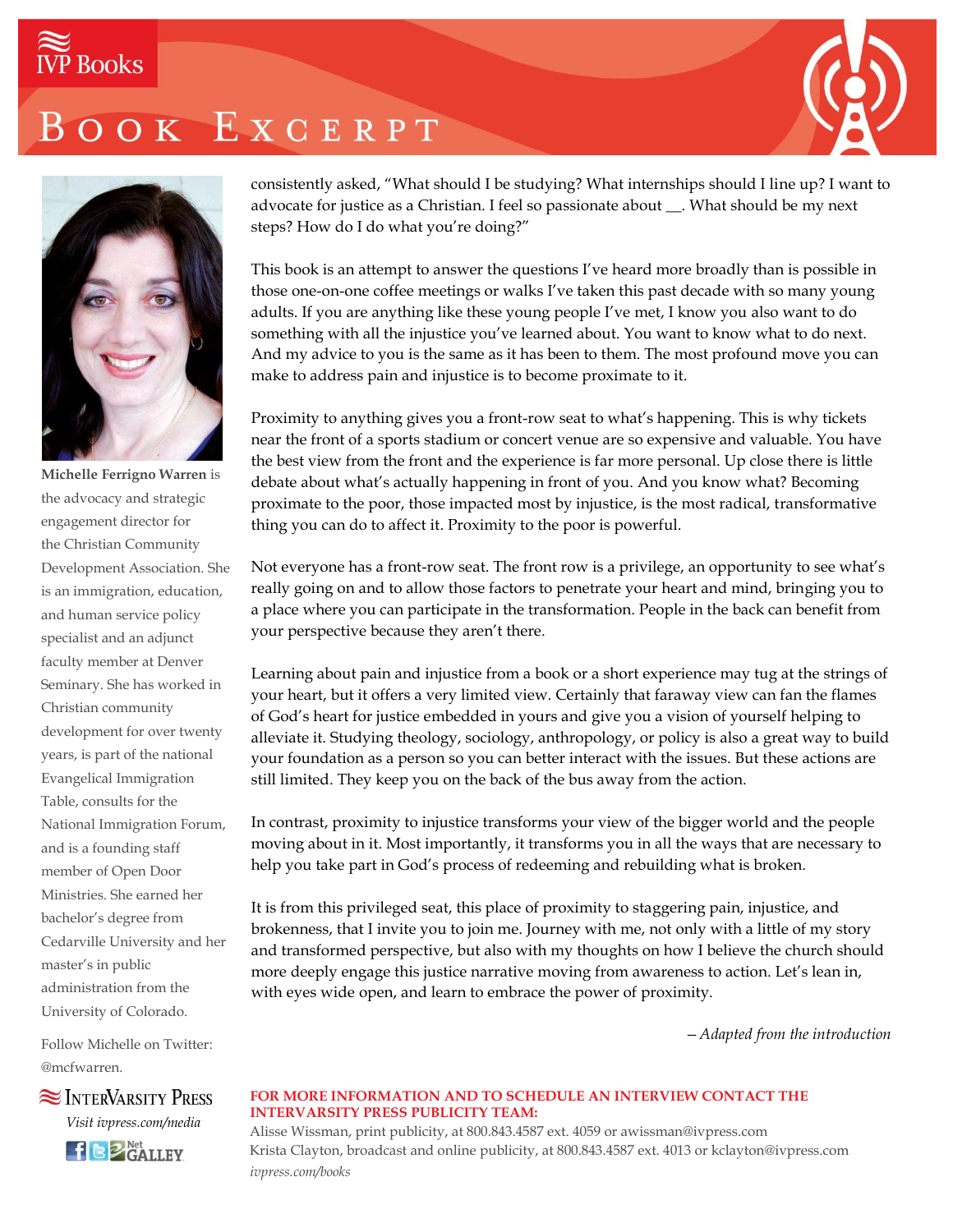# Book Excerpt

consistently asked, "What should I be studying? What internships should I line up? I want to advocate for justice as a Christian. I feel so passionate about __. What should be my next steps? How do I do what you're doing?"

This book is an attempt to answer the questions I've heard more broadly than is possible in those one-on-one coffee meetings or walks I've taken this past decade with so many young adults. If you are anything like these young people I've met, I know you also want to do something with all the injustice you've learned about. You want to know what to do next. And my advice to you is the same as it has been to them. The most profound move you can make to address pain and injustice is to become proximate to it.

Proximity to anything gives you a front-row seat to what's happening. This is why tickets near the front of a sports stadium or concert venue are so expensive and valuable. You have the best view from the front and the experience is far more personal. Up close there is little debate about what's actually happening in front of you. And you know what? Becoming proximate to the poor, those impacted most by injustice, is the most radical, transformative thing you can do to affect it. Proximity to the poor is powerful.

Not everyone has a front-row seat. The front row is a privilege, an opportunity to see what's really going on and to allow those factors to penetrate your heart and mind, bringing you to a place where you can participate in the transformation. People in the back can benefit from your perspective because they aren't there.

Learning about pain and injustice from a book or a short experience may tug at the strings of your heart, but it offers a very limited view. Certainly that faraway view can fan the flames of God's heart for justice embedded in yours and give you a vision of yourself helping to alleviate it. Studying theology, sociology, anthropology, or policy is also a great way to build your foundation as a person so you can better interact with the issues. But these actions are still limited. They keep you on the back of the bus away from the action.

In contrast, proximity to injustice transforms your view of the bigger world and the people moving about in it. Most importantly, it transforms you in all the ways that are necessary to help you take part in God's process of redeeming and rebuilding what is broken.

It is from this privileged seat, this place of proximity to staggering pain, injustice, and brokenness, that I invite you to join me. Journey with me, not only with a little of my story and transformed perspective, but also with my thoughts on how I believe the church should more deeply engage this justice narrative moving from awareness to action. Let's lean in, with eyes wide open, and learn to embrace the power of proximity.

*– Adapted from the introduction*

**Michelle Ferrigno Warren** is the advocacy and strategic engagement director for the Christian Community Development Association. She is an immigration, education, and human service policy specialist and an adjunct faculty member at Denver Seminary. She has worked in Christian community development for over twenty years, is part of the national Evangelical Immigration Table, consults for the National Immigration Forum, and is a founding staff member of Open Door Ministries. She earned her bachelor's degree from Cedarville University and her master's in public administration from the University of Colorado.

Follow Michelle on Twitter: @mcfwarren.

InterVarsity Press

*Visit ivpress.com/media*

**FOR MORE INFORMATION AND TO SCHEDULE AN INTERVIEW CONTACT THE INTERVARSITY PRESS PUBLICITY TEAM:**

Alisse Wissman, print publicity, at 800.843.4587 ext. 4059 or awissman@ivpress.com
Krista Clayton, broadcast and online publicity, at 800.843.4587 ext. 4013 or kclayton@ivpress.com
*ivpress.com/books*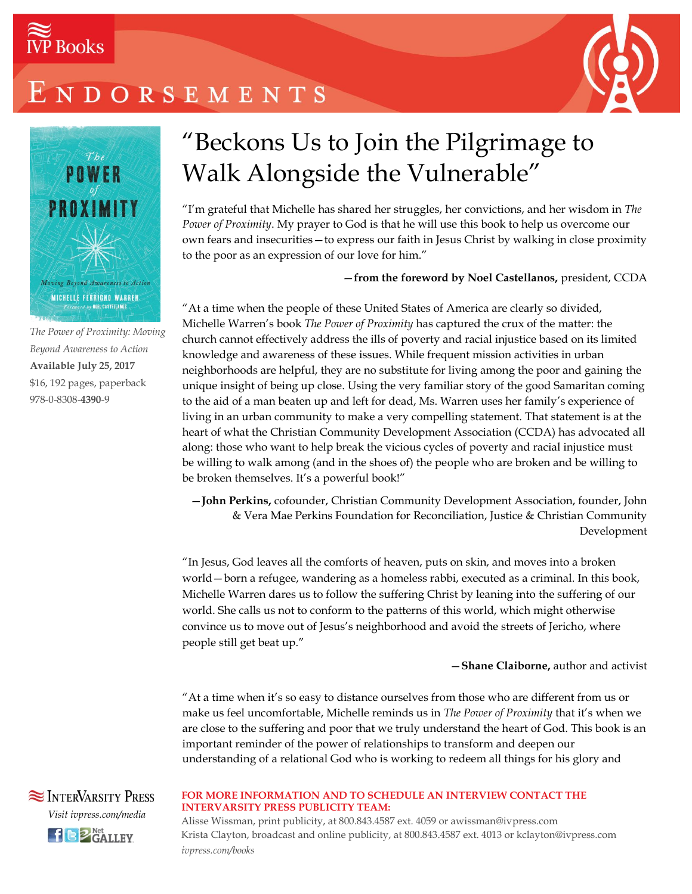# ENDORSEMENTS

*The Power of Proximity: Moving Beyond Awareness to Action*
**Available July 25, 2017**
$16, 192 pages, paperback
978-0-8308-**4390**-9

## "Beckons Us to Join the Pilgrimage to Walk Alongside the Vulnerable"

"I'm grateful that Michelle has shared her struggles, her convictions, and her wisdom in *The Power of Proximity*. My prayer to God is that he will use this book to help us overcome our own fears and insecurities—to express our faith in Jesus Christ by walking in close proximity to the poor as an expression of our love for him."

—**from the foreword by Noel Castellanos,** president, CCDA

"At a time when the people of these United States of America are clearly so divided, Michelle Warren's book *The Power of Proximity* has captured the crux of the matter: the church cannot effectively address the ills of poverty and racial injustice based on its limited knowledge and awareness of these issues. While frequent mission activities in urban neighborhoods are helpful, they are no substitute for living among the poor and gaining the unique insight of being up close. Using the very familiar story of the good Samaritan coming to the aid of a man beaten up and left for dead, Ms. Warren uses her family's experience of living in an urban community to make a very compelling statement. That statement is at the heart of what the Christian Community Development Association (CCDA) has advocated all along: those who want to help break the vicious cycles of poverty and racial injustice must be willing to walk among (and in the shoes of) the people who are broken and be willing to be broken themselves. It's a powerful book!"

—**John Perkins,** cofounder, Christian Community Development Association, founder, John & Vera Mae Perkins Foundation for Reconciliation, Justice & Christian Community Development

"In Jesus, God leaves all the comforts of heaven, puts on skin, and moves into a broken world—born a refugee, wandering as a homeless rabbi, executed as a criminal. In this book, Michelle Warren dares us to follow the suffering Christ by leaning into the suffering of our world. She calls us not to conform to the patterns of this world, which might otherwise convince us to move out of Jesus's neighborhood and avoid the streets of Jericho, where people still get beat up."

—**Shane Claiborne,** author and activist

"At a time when it's so easy to distance ourselves from those who are different from us or make us feel uncomfortable, Michelle reminds us in *The Power of Proximity* that it's when we are close to the suffering and poor that we truly understand the heart of God. This book is an important reminder of the power of relationships to transform and deepen our understanding of a relational God who is working to redeem all things for his glory and

InterVarsity Press
*Visit ivpress.com/media*

**FOR MORE INFORMATION AND TO SCHEDULE AN INTERVIEW CONTACT THE INTERVARSITY PRESS PUBLICITY TEAM:**
Alisse Wissman, print publicity, at 800.843.4587 ext. 4059 or awissman@ivpress.com
Krista Clayton, broadcast and online publicity, at 800.843.4587 ext. 4013 or kclayton@ivpress.com
*ivpress.com/books*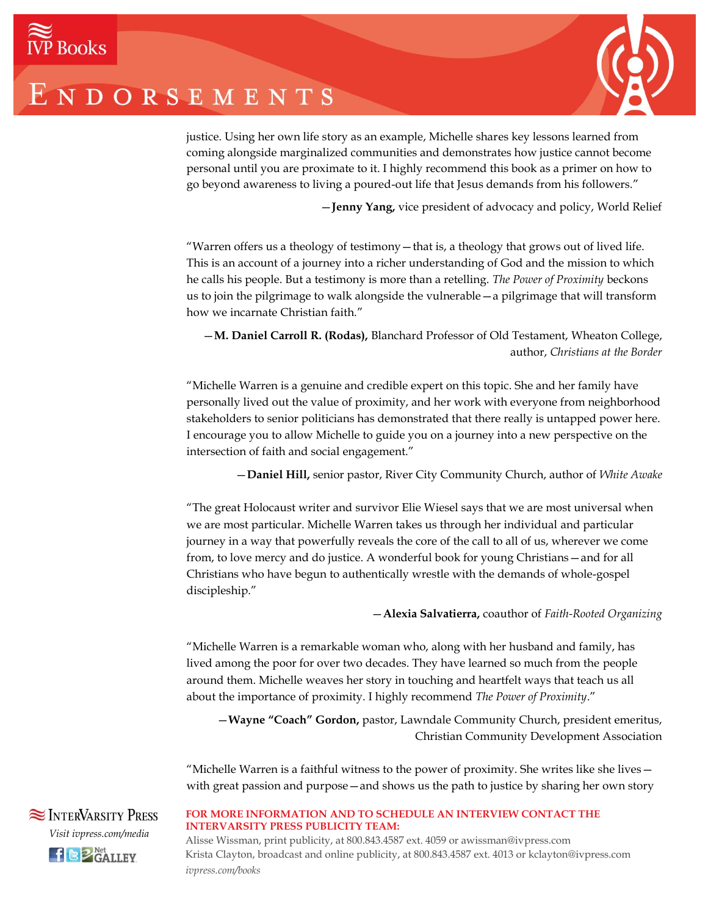justice. Using her own life story as an example, Michelle shares key lessons learned from coming alongside marginalized communities and demonstrates how justice cannot become personal until you are proximate to it. I highly recommend this book as a primer on how to go beyond awareness to living a poured-out life that Jesus demands from his followers."

—**Jenny Yang,** vice president of advocacy and policy, World Relief

"Warren offers us a theology of testimony—that is, a theology that grows out of lived life. This is an account of a journey into a richer understanding of God and the mission to which he calls his people. But a testimony is more than a retelling. *The Power of Proximity* beckons us to join the pilgrimage to walk alongside the vulnerable—a pilgrimage that will transform how we incarnate Christian faith."

—**M. Daniel Carroll R. (Rodas),** Blanchard Professor of Old Testament, Wheaton College, author, *Christians at the Border*

"Michelle Warren is a genuine and credible expert on this topic. She and her family have personally lived out the value of proximity, and her work with everyone from neighborhood stakeholders to senior politicians has demonstrated that there really is untapped power here. I encourage you to allow Michelle to guide you on a journey into a new perspective on the intersection of faith and social engagement."

—**Daniel Hill,** senior pastor, River City Community Church, author of *White Awake*

"The great Holocaust writer and survivor Elie Wiesel says that we are most universal when we are most particular. Michelle Warren takes us through her individual and particular journey in a way that powerfully reveals the core of the call to all of us, wherever we come from, to love mercy and do justice. A wonderful book for young Christians—and for all Christians who have begun to authentically wrestle with the demands of whole-gospel discipleship."

—**Alexia Salvatierra,** coauthor of *Faith-Rooted Organizing*

"Michelle Warren is a remarkable woman who, along with her husband and family, has lived among the poor for over two decades. They have learned so much from the people around them. Michelle weaves her story in touching and heartfelt ways that teach us all about the importance of proximity. I highly recommend *The Power of Proximity*."

—**Wayne "Coach" Gordon,** pastor, Lawndale Community Church, president emeritus, Christian Community Development Association

"Michelle Warren is a faithful witness to the power of proximity. She writes like she lives—with great passion and purpose—and shows us the path to justice by sharing her own story

**FOR MORE INFORMATION AND TO SCHEDULE AN INTERVIEW CONTACT THE INTERVARSITY PRESS PUBLICITY TEAM:**

Alisse Wissman, print publicity, at 800.843.4587 ext. 4059 or awissman@ivpress.com
Krista Clayton, broadcast and online publicity, at 800.843.4587 ext. 4013 or kclayton@ivpress.com
*ivpress.com/books*

InterVarsity Press
*Visit ivpress.com/media*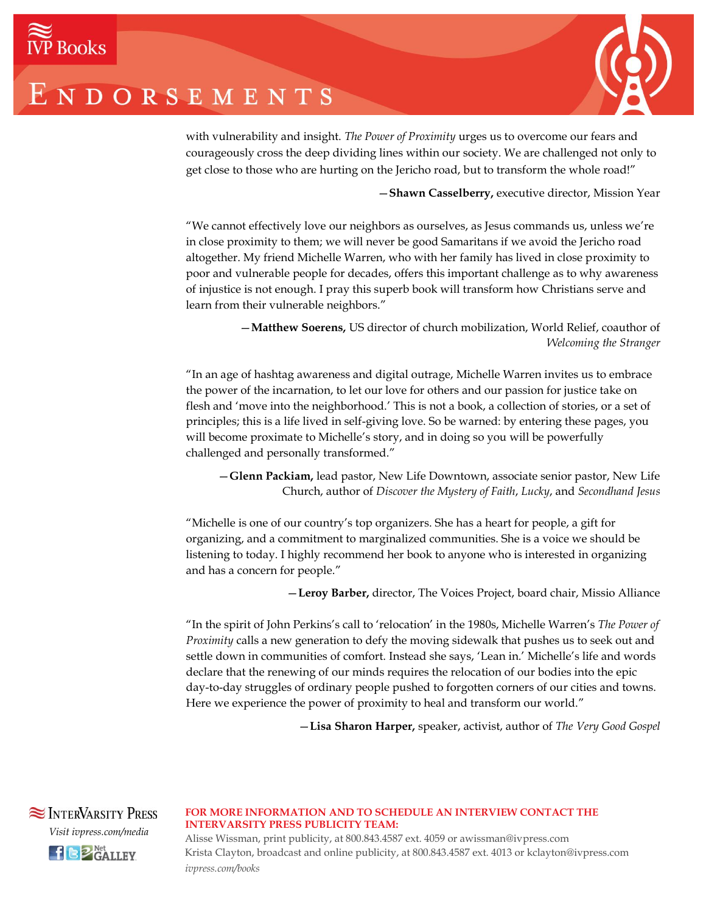with vulnerability and insight. *The Power of Proximity* urges us to overcome our fears and courageously cross the deep dividing lines within our society. We are challenged not only to get close to those who are hurting on the Jericho road, but to transform the whole road!"

—**Shawn Casselberry,** executive director, Mission Year

"We cannot effectively love our neighbors as ourselves, as Jesus commands us, unless we're in close proximity to them; we will never be good Samaritans if we avoid the Jericho road altogether. My friend Michelle Warren, who with her family has lived in close proximity to poor and vulnerable people for decades, offers this important challenge as to why awareness of injustice is not enough. I pray this superb book will transform how Christians serve and learn from their vulnerable neighbors."

—**Matthew Soerens,** US director of church mobilization, World Relief, coauthor of *Welcoming the Stranger*

"In an age of hashtag awareness and digital outrage, Michelle Warren invites us to embrace the power of the incarnation, to let our love for others and our passion for justice take on flesh and 'move into the neighborhood.' This is not a book, a collection of stories, or a set of principles; this is a life lived in self-giving love. So be warned: by entering these pages, you will become proximate to Michelle's story, and in doing so you will be powerfully challenged and personally transformed."

—**Glenn Packiam,** lead pastor, New Life Downtown, associate senior pastor, New Life Church, author of *Discover the Mystery of Faith*, *Lucky*, and *Secondhand Jesus*

"Michelle is one of our country's top organizers. She has a heart for people, a gift for organizing, and a commitment to marginalized communities. She is a voice we should be listening to today. I highly recommend her book to anyone who is interested in organizing and has a concern for people."

—**Leroy Barber,** director, The Voices Project, board chair, Missio Alliance

"In the spirit of John Perkins's call to 'relocation' in the 1980s, Michelle Warren's *The Power of Proximity* calls a new generation to defy the moving sidewalk that pushes us to seek out and settle down in communities of comfort. Instead she says, 'Lean in.' Michelle's life and words declare that the renewing of our minds requires the relocation of our bodies into the epic day-to-day struggles of ordinary people pushed to forgotten corners of our cities and towns. Here we experience the power of proximity to heal and transform our world."

—**Lisa Sharon Harper,** speaker, activist, author of *The Very Good Gospel*

InterVarsity Press
*Visit ivpress.com/media*

**FOR MORE INFORMATION AND TO SCHEDULE AN INTERVIEW CONTACT THE INTERVARSITY PRESS PUBLICITY TEAM:**
Alisse Wissman, print publicity, at 800.843.4587 ext. 4059 or awissman@ivpress.com
Krista Clayton, broadcast and online publicity, at 800.843.4587 ext. 4013 or kclayton@ivpress.com
*ivpress.com/books*